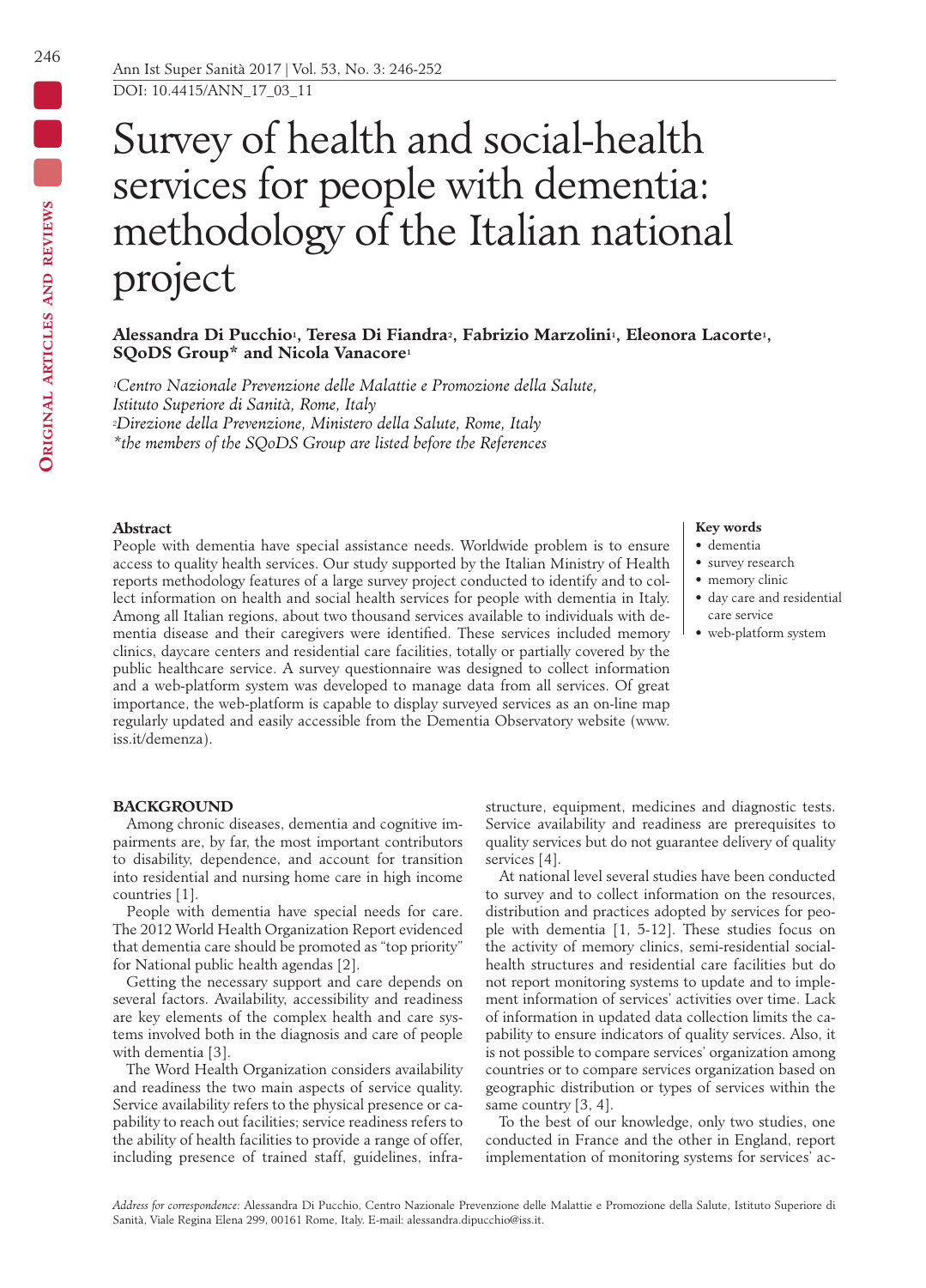DOI: 10.4415/ANN_17_03_11

# Survey of health and social-health services for people with dementia: methodology of the Italian national project

**Alessandra Di Pucchio[1], Teresa Di Fiandra[2], Fabrizio Marzolini[1], Eleonora Lacorte[1], SQoDS Group* and Nicola Vanacore[1]**

*[1]Centro Nazionale Prevenzione delle Malattie e Promozione della Salute, Istituto Superiore di Sanità, Rome, Italy*
*[2]Direzione della Prevenzione, Ministero della Salute, Rome, Italy*
*\*the members of the SQoDS Group are listed before the References*

### Abstract

People with dementia have special assistance needs. Worldwide problem is to ensure access to quality health services. Our study supported by the Italian Ministry of Health reports methodology features of a large survey project conducted to identify and to collect information on health and social health services for people with dementia in Italy. Among all Italian regions, about two thousand services available to individuals with dementia disease and their caregivers were identified. These services included memory clinics, daycare centers and residential care facilities, totally or partially covered by the public healthcare service. A survey questionnaire was designed to collect information and a web-platform system was developed to manage data from all services. Of great importance, the web-platform is capable to display surveyed services as an on-line map regularly updated and easily accessible from the Dementia Observatory website (www.iss.it/demenza).

### Key words

- dementia
- survey research
- memory clinic
- day care and residential care service
- web-platform system

## BACKGROUND

Among chronic diseases, dementia and cognitive impairments are, by far, the most important contributors to disability, dependence, and account for transition into residential and nursing home care in high income countries [1].

People with dementia have special needs for care. The 2012 World Health Organization Report evidenced that dementia care should be promoted as "top priority" for National public health agendas [2].

Getting the necessary support and care depends on several factors. Availability, accessibility and readiness are key elements of the complex health and care systems involved both in the diagnosis and care of people with dementia [3].

The Word Health Organization considers availability and readiness the two main aspects of service quality. Service availability refers to the physical presence or capability to reach out facilities; service readiness refers to the ability of health facilities to provide a range of offer, including presence of trained staff, guidelines, infrastructure, equipment, medicines and diagnostic tests. Service availability and readiness are prerequisites to quality services but do not guarantee delivery of quality services [4].

At national level several studies have been conducted to survey and to collect information on the resources, distribution and practices adopted by services for people with dementia [1, 5-12]. These studies focus on the activity of memory clinics, semi-residential social-health structures and residential care facilities but do not report monitoring systems to update and to implement information of services' activities over time. Lack of information in updated data collection limits the capability to ensure indicators of quality services. Also, it is not possible to compare services' organization among countries or to compare services organization based on geographic distribution or types of services within the same country [3, 4].

To the best of our knowledge, only two studies, one conducted in France and the other in England, report implementation of monitoring systems for services' ac-

*Address for correspondence:* Alessandra Di Pucchio, Centro Nazionale Prevenzione delle Malattie e Promozione della Salute, Istituto Superiore di Sanità, Viale Regina Elena 299, 00161 Rome, Italy. E-mail: alessandra.dipucchio@iss.it.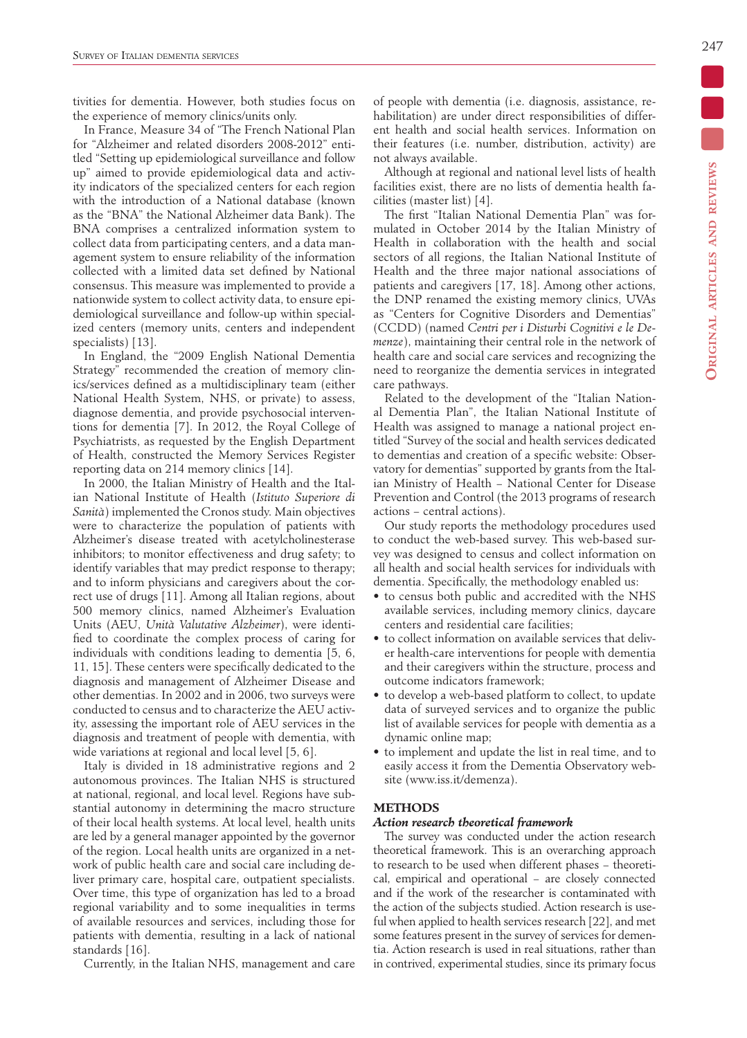tivities for dementia. However, both studies focus on the experience of memory clinics/units only.

In France, Measure 34 of "The French National Plan for "Alzheimer and related disorders 2008-2012" entitled "Setting up epidemiological surveillance and follow up" aimed to provide epidemiological data and activity indicators of the specialized centers for each region with the introduction of a National database (known as the "BNA" the National Alzheimer data Bank). The BNA comprises a centralized information system to collect data from participating centers, and a data management system to ensure reliability of the information collected with a limited data set defined by National consensus. This measure was implemented to provide a nationwide system to collect activity data, to ensure epidemiological surveillance and follow-up within specialized centers (memory units, centers and independent specialists) [13].

In England, the "2009 English National Dementia Strategy" recommended the creation of memory clinics/services defined as a multidisciplinary team (either National Health System, NHS, or private) to assess, diagnose dementia, and provide psychosocial interventions for dementia [7]. In 2012, the Royal College of Psychiatrists, as requested by the English Department of Health, constructed the Memory Services Register reporting data on 214 memory clinics [14].

In 2000, the Italian Ministry of Health and the Italian National Institute of Health (*Istituto Superiore di Sanità*) implemented the Cronos study. Main objectives were to characterize the population of patients with Alzheimer's disease treated with acetylcholinesterase inhibitors; to monitor effectiveness and drug safety; to identify variables that may predict response to therapy; and to inform physicians and caregivers about the correct use of drugs [11]. Among all Italian regions, about 500 memory clinics, named Alzheimer's Evaluation Units (AEU, *Unità Valutative Alzheimer*), were identified to coordinate the complex process of caring for individuals with conditions leading to dementia [5, 6, 11, 15]. These centers were specifically dedicated to the diagnosis and management of Alzheimer Disease and other dementias. In 2002 and in 2006, two surveys were conducted to census and to characterize the AEU activity, assessing the important role of AEU services in the diagnosis and treatment of people with dementia, with wide variations at regional and local level [5, 6].

Italy is divided in 18 administrative regions and 2 autonomous provinces. The Italian NHS is structured at national, regional, and local level. Regions have substantial autonomy in determining the macro structure of their local health systems. At local level, health units are led by a general manager appointed by the governor of the region. Local health units are organized in a network of public health care and social care including deliver primary care, hospital care, outpatient specialists. Over time, this type of organization has led to a broad regional variability and to some inequalities in terms of available resources and services, including those for patients with dementia, resulting in a lack of national standards [16].

Currently, in the Italian NHS, management and care of people with dementia (i.e. diagnosis, assistance, rehabilitation) are under direct responsibilities of different health and social health services. Information on their features (i.e. number, distribution, activity) are not always available.

Although at regional and national level lists of health facilities exist, there are no lists of dementia health facilities (master list) [4].

The first "Italian National Dementia Plan" was formulated in October 2014 by the Italian Ministry of Health in collaboration with the health and social sectors of all regions, the Italian National Institute of Health and the three major national associations of patients and caregivers [17, 18]. Among other actions, the DNP renamed the existing memory clinics, UVAs as "Centers for Cognitive Disorders and Dementias" (CCDD) (named *Centri per i Disturbi Cognitivi e le Demenze*), maintaining their central role in the network of health care and social care services and recognizing the need to reorganize the dementia services in integrated care pathways.

Related to the development of the "Italian National Dementia Plan", the Italian National Institute of Health was assigned to manage a national project entitled "Survey of the social and health services dedicated to dementias and creation of a specific website: Observatory for dementias" supported by grants from the Italian Ministry of Health – National Center for Disease Prevention and Control (the 2013 programs of research actions – central actions).

Our study reports the methodology procedures used to conduct the web-based survey. This web-based survey was designed to census and collect information on all health and social health services for individuals with dementia. Specifically, the methodology enabled us:

- to census both public and accredited with the NHS available services, including memory clinics, daycare centers and residential care facilities;
- to collect information on available services that deliver health-care interventions for people with dementia and their caregivers within the structure, process and outcome indicators framework;
- to develop a web-based platform to collect, to update data of surveyed services and to organize the public list of available services for people with dementia as a dynamic online map;
- to implement and update the list in real time, and to easily access it from the Dementia Observatory website (www.iss.it/demenza).

## METHODS

### *Action research theoretical framework*

The survey was conducted under the action research theoretical framework. This is an overarching approach to research to be used when different phases – theoretical, empirical and operational – are closely connected and if the work of the researcher is contaminated with the action of the subjects studied. Action research is useful when applied to health services research [22], and met some features present in the survey of services for dementia. Action research is used in real situations, rather than in contrived, experimental studies, since its primary focus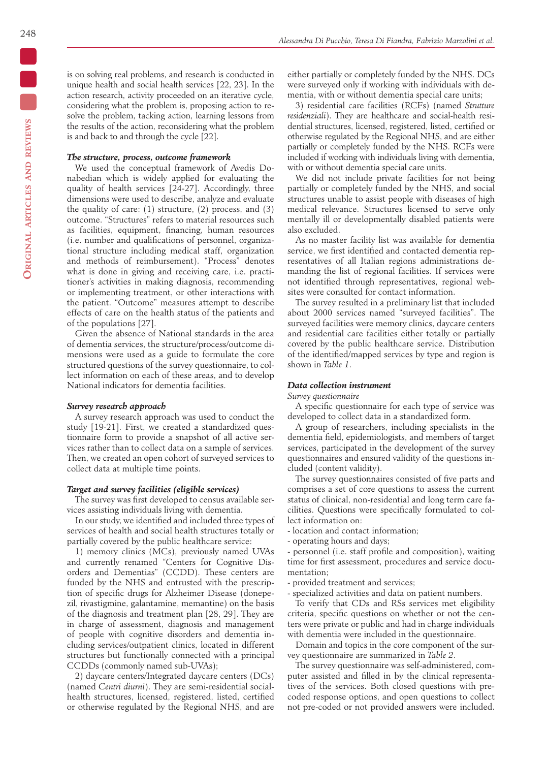is on solving real problems, and research is conducted in unique health and social health services [22, 23]. In the action research, activity proceeded on an iterative cycle, considering what the problem is, proposing action to resolve the problem, tacking action, learning lessons from the results of the action, reconsidering what the problem is and back to and through the cycle [22].

### *The structure, process, outcome framework*

We used the conceptual framework of Avedis Donabedian which is widely applied for evaluating the quality of health services [24-27]. Accordingly, three dimensions were used to describe, analyze and evaluate the quality of care: (1) structure, (2) process, and (3) outcome. "Structures" refers to material resources such as facilities, equipment, financing, human resources (i.e. number and qualifications of personnel, organizational structure including medical staff, organization and methods of reimbursement). "Process" denotes what is done in giving and receiving care, i.e. practitioner's activities in making diagnosis, recommending or implementing treatment, or other interactions with the patient. "Outcome" measures attempt to describe effects of care on the health status of the patients and of the populations [27].

Given the absence of National standards in the area of dementia services, the structure/process/outcome dimensions were used as a guide to formulate the core structured questions of the survey questionnaire, to collect information on each of these areas, and to develop National indicators for dementia facilities.

### *Survey research approach*

A survey research approach was used to conduct the study [19-21]. First, we created a standardized questionnaire form to provide a snapshot of all active services rather than to collect data on a sample of services. Then, we created an open cohort of surveyed services to collect data at multiple time points.

### *Target and survey facilities (eligible services)*

The survey was first developed to census available services assisting individuals living with dementia.

In our study, we identified and included three types of services of health and social health structures totally or partially covered by the public healthcare service:

1) memory clinics (MCs), previously named UVAs and currently renamed "Centers for Cognitive Disorders and Dementias" (CCDD). These centers are funded by the NHS and entrusted with the prescription of specific drugs for Alzheimer Disease (donepezil, rivastigmine, galantamine, memantine) on the basis of the diagnosis and treatment plan [28, 29]. They are in charge of assessment, diagnosis and management of people with cognitive disorders and dementia including services/outpatient clinics, located in different structures but functionally connected with a principal CCDDs (commonly named sub-UVAs);

2) daycare centers/Integrated daycare centers (DCs) (named *Centri diurni*). They are semi-residential social-health structures, licensed, registered, listed, certified or otherwise regulated by the Regional NHS, and are either partially or completely funded by the NHS. DCs were surveyed only if working with individuals with dementia, with or without dementia special care units;

3) residential care facilities (RCFs) (named *Strutture residenziali*). They are healthcare and social-health residential structures, licensed, registered, listed, certified or otherwise regulated by the Regional NHS, and are either partially or completely funded by the NHS. RCFs were included if working with individuals living with dementia, with or without dementia special care units.

We did not include private facilities for not being partially or completely funded by the NHS, and social structures unable to assist people with diseases of high medical relevance. Structures licensed to serve only mentally ill or developmentally disabled patients were also excluded.

As no master facility list was available for dementia service, we first identified and contacted dementia representatives of all Italian regions administrations demanding the list of regional facilities. If services were not identified through representatives, regional websites were consulted for contact information.

The survey resulted in a preliminary list that included about 2000 services named "surveyed facilities". The surveyed facilities were memory clinics, daycare centers and residential care facilities either totally or partially covered by the public healthcare service. Distribution of the identified/mapped services by type and region is shown in *Table 1*.

### *Data collection instrument*

*Survey questionnaire*

A specific questionnaire for each type of service was developed to collect data in a standardized form.

A group of researchers, including specialists in the dementia field, epidemiologists, and members of target services, participated in the development of the survey questionnaires and ensured validity of the questions included (content validity).

The survey questionnaires consisted of five parts and comprises a set of core questions to assess the current status of clinical, non-residential and long term care facilities. Questions were specifically formulated to collect information on:

- location and contact information;
- operating hours and days;
- personnel (i.e. staff profile and composition), waiting time for first assessment, procedures and service documentation;
- provided treatment and services;
- specialized activities and data on patient numbers.

To verify that CDs and RSs services met eligibility criteria, specific questions on whether or not the centers were private or public and had in charge individuals with dementia were included in the questionnaire.

Domain and topics in the core component of the survey questionnaire are summarized in *Table 2*.

The survey questionnaire was self-administered, computer assisted and filled in by the clinical representatives of the services. Both closed questions with pre-coded response options, and open questions to collect not pre-coded or not provided answers were included.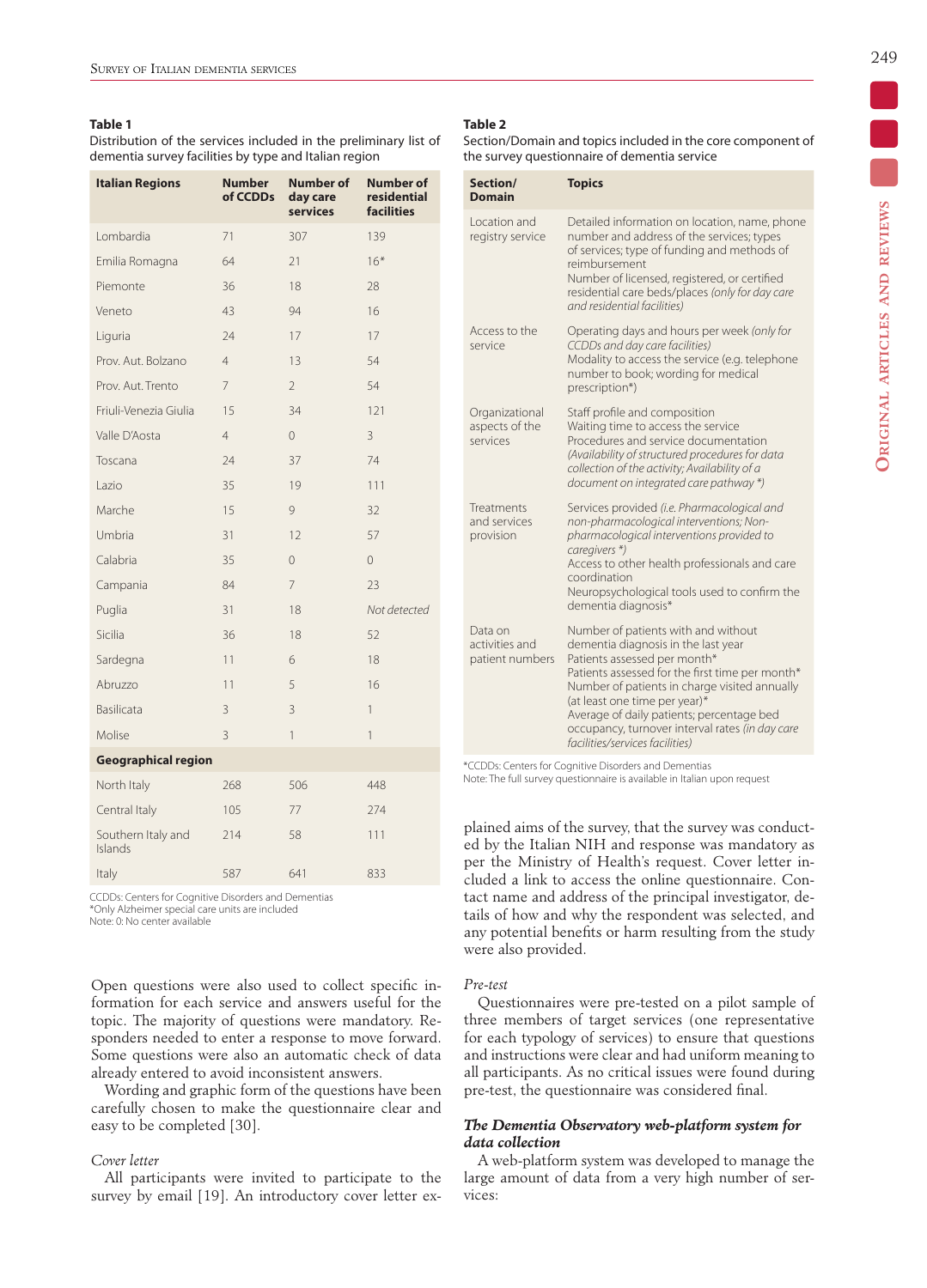**Table 1**
Distribution of the services included in the preliminary list of dementia survey facilities by type and Italian region

| Italian Regions | Number of CCDDs | Number of day care services | Number of residential facilities |
|---|---|---|---|
| Lombardia | 71 | 307 | 139 |
| Emilia Romagna | 64 | 21 | 16* |
| Piemonte | 36 | 18 | 28 |
| Veneto | 43 | 94 | 16 |
| Liguria | 24 | 17 | 17 |
| Prov. Aut. Bolzano | 4 | 13 | 54 |
| Prov. Aut. Trento | 7 | 2 | 54 |
| Friuli-Venezia Giulia | 15 | 34 | 121 |
| Valle D'Aosta | 4 | 0 | 3 |
| Toscana | 24 | 37 | 74 |
| Lazio | 35 | 19 | 111 |
| Marche | 15 | 9 | 32 |
| Umbria | 31 | 12 | 57 |
| Calabria | 35 | 0 | 0 |
| Campania | 84 | 7 | 23 |
| Puglia | 31 | 18 | *Not detected* |
| Sicilia | 36 | 18 | 52 |
| Sardegna | 11 | 6 | 18 |
| Abruzzo | 11 | 5 | 16 |
| Basilicata | 3 | 3 | 1 |
| Molise | 3 | 1 | 1 |
| **Geographical region** | | | |
| North Italy | 268 | 506 | 448 |
| Central Italy | 105 | 77 | 274 |
| Southern Italy and Islands | 214 | 58 | 111 |
| Italy | 587 | 641 | 833 |

CCDDs: Centers for Cognitive Disorders and Dementias
*Only Alzheimer special care units are included
Note: 0: No center available

Open questions were also used to collect specific information for each service and answers useful for the topic. The majority of questions were mandatory. Responders needed to enter a response to move forward. Some questions were also an automatic check of data already entered to avoid inconsistent answers.

Wording and graphic form of the questions have been carefully chosen to make the questionnaire clear and easy to be completed [30].

*Cover letter*

All participants were invited to participate to the survey by email [19]. An introductory cover letter explained aims of the survey, that the survey was conducted by the Italian NIH and response was mandatory as per the Ministry of Health's request. Cover letter included a link to access the online questionnaire. Contact name and address of the principal investigator, details of how and why the respondent was selected, and any potential benefits or harm resulting from the study were also provided.

**Table 2**
Section/Domain and topics included in the core component of the survey questionnaire of dementia service

| Section/ Domain | Topics |
|---|---|
| Location and registry service | Detailed information on location, name, phone number and address of the services; types of services; type of funding and methods of reimbursement<br>Number of licensed, registered, or certified residential care beds/places *(only for day care and residential facilities)* |
| Access to the service | Operating days and hours per week *(only for CCDDs and day care facilities)*<br>Modality to access the service (e.g. telephone number to book; wording for medical prescription*) |
| Organizational aspects of the services | Staff profile and composition<br>Waiting time to access the service<br>Procedures and service documentation<br>*(Availability of structured procedures for data collection of the activity; Availability of a document on integrated care pathway *)* |
| Treatments and services provision | Services provided *(i.e. Pharmacological and non-pharmacological interventions; Non-pharmacological interventions provided to caregivers *)*<br>Access to other health professionals and care coordination<br>Neuropsychological tools used to confirm the dementia diagnosis* |
| Data on activities and patient numbers | Number of patients with and without dementia diagnosis in the last year<br>Patients assessed per month*<br>Patients assessed for the first time per month*<br>Number of patients in charge visited annually (at least one time per year)*<br>Average of daily patients; percentage bed occupancy, turnover interval rates *(in day care facilities/services facilities)* |

*CCDDs: Centers for Cognitive Disorders and Dementias
Note: The full survey questionnaire is available in Italian upon request

*Pre-test*

Questionnaires were pre-tested on a pilot sample of three members of target services (one representative for each typology of services) to ensure that questions and instructions were clear and had uniform meaning to all participants. As no critical issues were found during pre-test, the questionnaire was considered final.

### *The Dementia Observatory web-platform system for data collection*

A web-platform system was developed to manage the large amount of data from a very high number of services: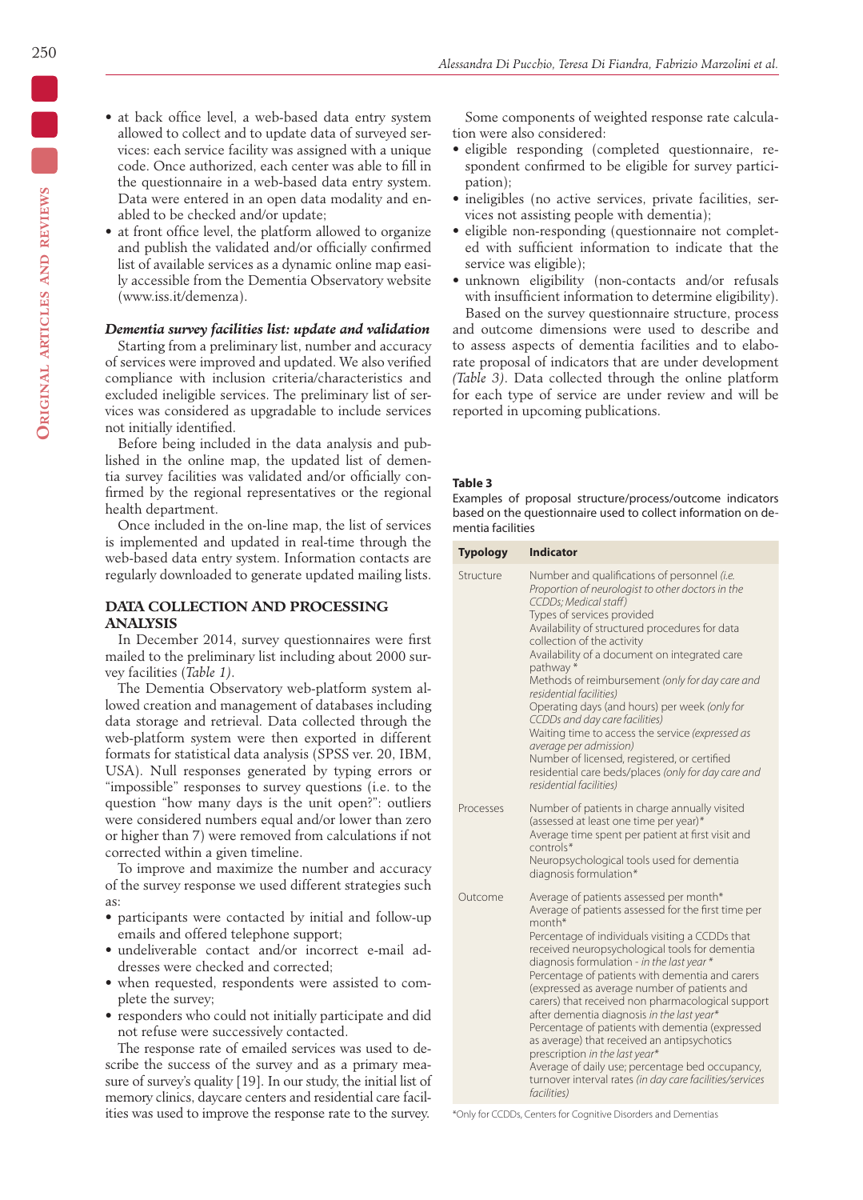- at back office level, a web-based data entry system allowed to collect and to update data of surveyed services: each service facility was assigned with a unique code. Once authorized, each center was able to fill in the questionnaire in a web-based data entry system. Data were entered in an open data modality and enabled to be checked and/or update;
- at front office level, the platform allowed to organize and publish the validated and/or officially confirmed list of available services as a dynamic online map easily accessible from the Dementia Observatory website (www.iss.it/demenza).

***Dementia survey facilities list: update and validation***

Starting from a preliminary list, number and accuracy of services were improved and updated. We also verified compliance with inclusion criteria/characteristics and excluded ineligible services. The preliminary list of services was considered as upgradable to include services not initially identified.

Before being included in the data analysis and published in the online map, the updated list of dementia survey facilities was validated and/or officially confirmed by the regional representatives or the regional health department.

Once included in the on-line map, the list of services is implemented and updated in real-time through the web-based data entry system. Information contacts are regularly downloaded to generate updated mailing lists.

## DATA COLLECTION AND PROCESSING ANALYSIS

In December 2014, survey questionnaires were first mailed to the preliminary list including about 2000 survey facilities (*Table 1*).

The Dementia Observatory web-platform system allowed creation and management of databases including data storage and retrieval. Data collected through the web-platform system were then exported in different formats for statistical data analysis (SPSS ver. 20, IBM, USA). Null responses generated by typing errors or "impossible" responses to survey questions (i.e. to the question "how many days is the unit open?": outliers were considered numbers equal and/or lower than zero or higher than 7) were removed from calculations if not corrected within a given timeline.

To improve and maximize the number and accuracy of the survey response we used different strategies such as:

- participants were contacted by initial and follow-up emails and offered telephone support;
- undeliverable contact and/or incorrect e-mail addresses were checked and corrected;
- when requested, respondents were assisted to complete the survey;
- responders who could not initially participate and did not refuse were successively contacted.

The response rate of emailed services was used to describe the success of the survey and as a primary measure of survey's quality [19]. In our study, the initial list of memory clinics, daycare centers and residential care facilities was used to improve the response rate to the survey.

Some components of weighted response rate calculation were also considered:

- eligible responding (completed questionnaire, respondent confirmed to be eligible for survey participation);
- ineligibles (no active services, private facilities, services not assisting people with dementia);
- eligible non-responding (questionnaire not completed with sufficient information to indicate that the service was eligible);
- unknown eligibility (non-contacts and/or refusals with insufficient information to determine eligibility).

Based on the survey questionnaire structure, process and outcome dimensions were used to describe and to assess aspects of dementia facilities and to elaborate proposal of indicators that are under development (*Table 3*). Data collected through the online platform for each type of service are under review and will be reported in upcoming publications.

**Table 3**

Examples of proposal structure/process/outcome indicators based on the questionnaire used to collect information on dementia facilities

| Typology | Indicator |
|---|---|
| Structure | Number and qualifications of personnel *(i.e. Proportion of neurologist to other doctors in the CCDDs; Medical staff)*<br>Types of services provided<br>Availability of structured procedures for data collection of the activity<br>Availability of a document on integrated care pathway *<br>Methods of reimbursement *(only for day care and residential facilities)*<br>Operating days (and hours) per week *(only for CCDDs and day care facilities)*<br>Waiting time to access the service *(expressed as average per admission)*<br>Number of licensed, registered, or certified residential care beds/places *(only for day care and residential facilities)* |
| Processes | Number of patients in charge annually visited (assessed at least one time per year)*<br>Average time spent per patient at first visit and controls*<br>Neuropsychological tools used for dementia diagnosis formulation* |
| Outcome | Average of patients assessed per month*<br>Average of patients assessed for the first time per month*<br>Percentage of individuals visiting a CCDDs that received neuropsychological tools for dementia diagnosis formulation - *in the last year* *<br>Percentage of patients with dementia and carers (expressed as average number of patients and carers) that received non pharmacological support after dementia diagnosis *in the last year**<br>Percentage of patients with dementia (expressed as average) that received an antipsychotics prescription *in the last year**<br>Average of daily use; percentage bed occupancy, turnover interval rates *(in day care facilities/services facilities)* |

*Only for CCDDs, Centers for Cognitive Disorders and Dementias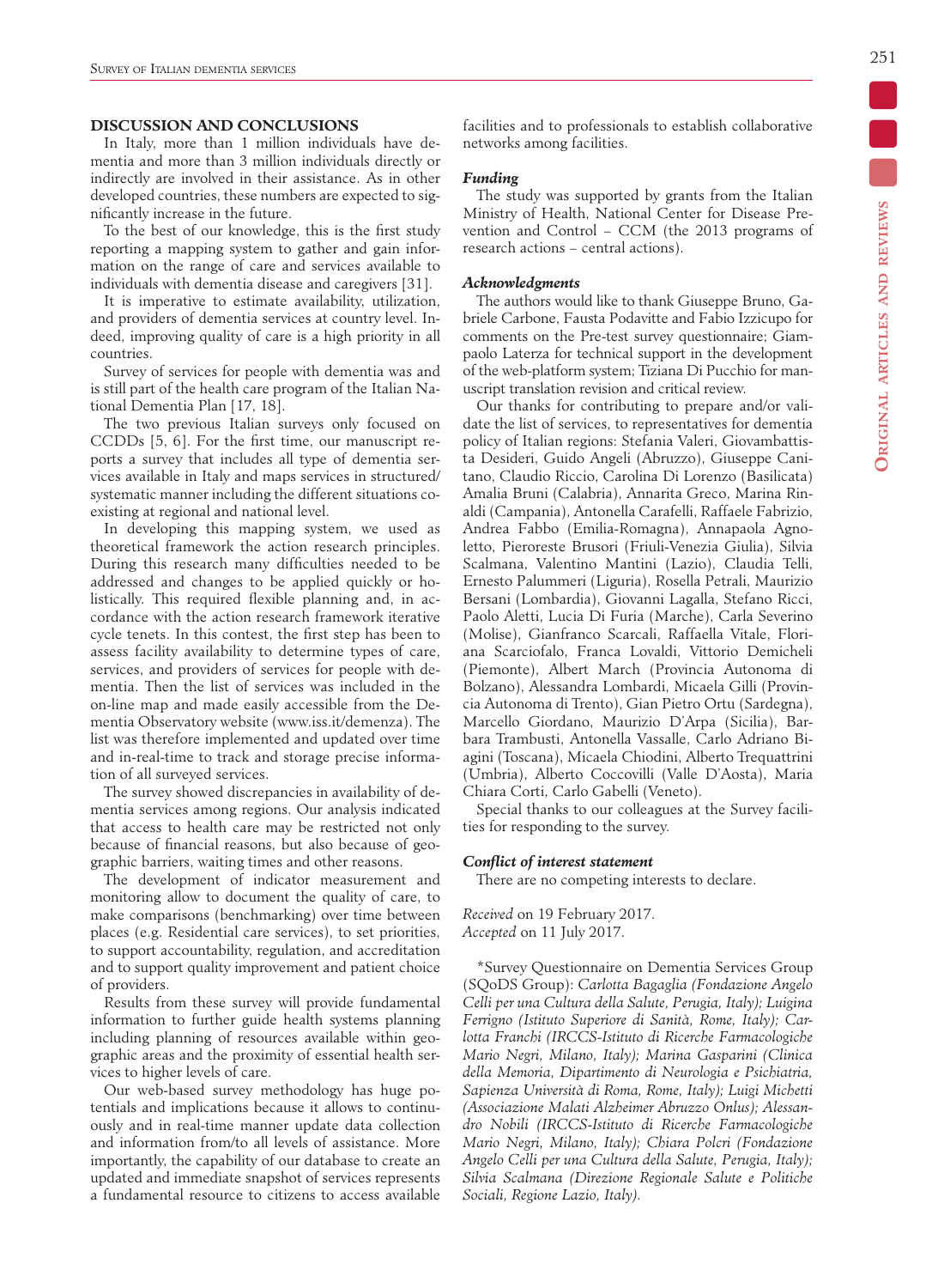## DISCUSSION AND CONCLUSIONS

In Italy, more than 1 million individuals have dementia and more than 3 million individuals directly or indirectly are involved in their assistance. As in other developed countries, these numbers are expected to significantly increase in the future.

To the best of our knowledge, this is the first study reporting a mapping system to gather and gain information on the range of care and services available to individuals with dementia disease and caregivers [31].

It is imperative to estimate availability, utilization, and providers of dementia services at country level. Indeed, improving quality of care is a high priority in all countries.

Survey of services for people with dementia was and is still part of the health care program of the Italian National Dementia Plan [17, 18].

The two previous Italian surveys only focused on CCDDs [5, 6]. For the first time, our manuscript reports a survey that includes all type of dementia services available in Italy and maps services in structured/systematic manner including the different situations coexisting at regional and national level.

In developing this mapping system, we used as theoretical framework the action research principles. During this research many difficulties needed to be addressed and changes to be applied quickly or holistically. This required flexible planning and, in accordance with the action research framework iterative cycle tenets. In this contest, the first step has been to assess facility availability to determine types of care, services, and providers of services for people with dementia. Then the list of services was included in the on-line map and made easily accessible from the Dementia Observatory website (www.iss.it/demenza). The list was therefore implemented and updated over time and in-real-time to track and storage precise information of all surveyed services.

The survey showed discrepancies in availability of dementia services among regions. Our analysis indicated that access to health care may be restricted not only because of financial reasons, but also because of geographic barriers, waiting times and other reasons.

The development of indicator measurement and monitoring allow to document the quality of care, to make comparisons (benchmarking) over time between places (e.g. Residential care services), to set priorities, to support accountability, regulation, and accreditation and to support quality improvement and patient choice of providers.

Results from these survey will provide fundamental information to further guide health systems planning including planning of resources available within geographic areas and the proximity of essential health services to higher levels of care.

Our web-based survey methodology has huge potentials and implications because it allows to continuously and in real-time manner update data collection and information from/to all levels of assistance. More importantly, the capability of our database to create an updated and immediate snapshot of services represents a fundamental resource to citizens to access available facilities and to professionals to establish collaborative networks among facilities.

### *Funding*

The study was supported by grants from the Italian Ministry of Health, National Center for Disease Prevention and Control – CCM (the 2013 programs of research actions – central actions).

### *Acknowledgments*

The authors would like to thank Giuseppe Bruno, Gabriele Carbone, Fausta Podavitte and Fabio Izzicupo for comments on the Pre-test survey questionnaire; Giampaolo Laterza for technical support in the development of the web-platform system; Tiziana Di Pucchio for manuscript translation revision and critical review.

Our thanks for contributing to prepare and/or validate the list of services, to representatives for dementia policy of Italian regions: Stefania Valeri, Giovambattista Desideri, Guido Angeli (Abruzzo), Giuseppe Canitano, Claudio Riccio, Carolina Di Lorenzo (Basilicata) Amalia Bruni (Calabria), Annarita Greco, Marina Rinaldi (Campania), Antonella Carafelli, Raffaele Fabrizio, Andrea Fabbo (Emilia-Romagna), Annapaola Agnoletto, Pieroreste Brusori (Friuli-Venezia Giulia), Silvia Scalmana, Valentino Mantini (Lazio), Claudia Telli, Ernesto Palummeri (Liguria), Rosella Petrali, Maurizio Bersani (Lombardia), Giovanni Lagalla, Stefano Ricci, Paolo Aletti, Lucia Di Furia (Marche), Carla Severino (Molise), Gianfranco Scarcali, Raffaella Vitale, Floriana Scarciofalo, Franca Lovaldi, Vittorio Demicheli (Piemonte), Albert March (Provincia Autonoma di Bolzano), Alessandra Lombardi, Micaela Gilli (Provincia Autonoma di Trento), Gian Pietro Ortu (Sardegna), Marcello Giordano, Maurizio D'Arpa (Sicilia), Barbara Trambusti, Antonella Vassalle, Carlo Adriano Biagini (Toscana), Micaela Chiodini, Alberto Trequattrini (Umbria), Alberto Coccovilli (Valle D'Aosta), Maria Chiara Corti, Carlo Gabelli (Veneto).

Special thanks to our colleagues at the Survey facilities for responding to the survey.

### *Conflict of interest statement*

There are no competing interests to declare.

*Received* on 19 February 2017.
*Accepted* on 11 July 2017.

*Survey Questionnaire on Dementia Services Group (SQoDS Group): *Carlotta Bagaglia (Fondazione Angelo Celli per una Cultura della Salute, Perugia, Italy); Luigina Ferrigno (Istituto Superiore di Sanità, Rome, Italy); Carlotta Franchi (IRCCS-Istituto di Ricerche Farmacologiche Mario Negri, Milano, Italy); Marina Gasparini (Clinica della Memoria, Dipartimento di Neurologia e Psichiatria, Sapienza Università di Roma, Rome, Italy); Luigi Michetti (Associazione Malati Alzheimer Abruzzo Onlus); Alessandro Nobili (IRCCS-Istituto di Ricerche Farmacologiche Mario Negri, Milano, Italy); Chiara Polcri (Fondazione Angelo Celli per una Cultura della Salute, Perugia, Italy); Silvia Scalmana (Direzione Regionale Salute e Politiche Sociali, Regione Lazio, Italy).*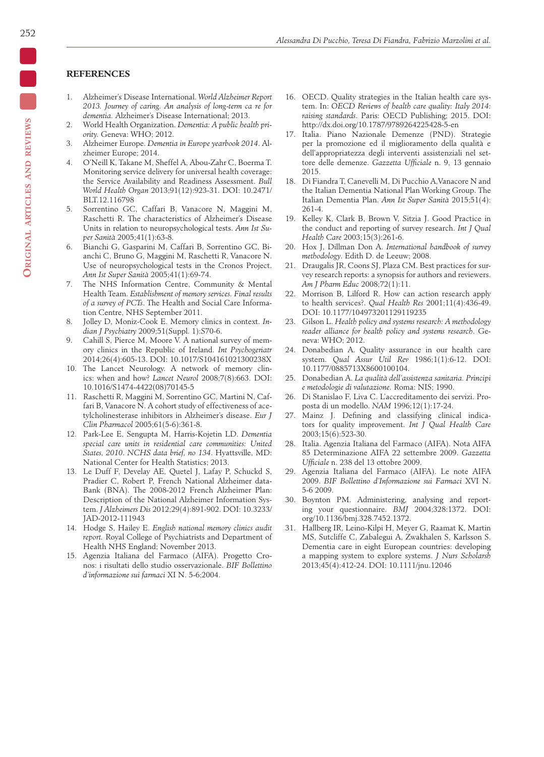## REFERENCES

1. Alzheimer's Disease International. *World Alzheimer Report 2013. Journey of caring. An analysis of long-term ca re for dementia*. Alzheimer's Disease International; 2013.
2. World Health Organization. *Dementia: A public health priority*. Geneva: WHO; 2012.
3. Alzheimer Europe. *Dementia in Europe yearbook 2014*. Alzheimer Europe; 2014.
4. O'Neill K, Takane M, Sheffel A, Abou-Zahr C, Boerma T. Monitoring service delivery for universal health coverage: the Service Availability and Readiness Assessment. *Bull World Health Organ* 2013;91(12):923-31. DOI: 10.2471/BLT.12.116798
5. Sorrentino GC, Caffari B, Vanacore N, Maggini M, Raschetti R. The characteristics of Alzheimer's Disease Units in relation to neuropsychological tests. *Ann Ist Super Sanità* 2005;41(1):63-8.
6. Bianchi G, Gasparini M, Caffari B, Sorrentino GC, Bianchi G, Bruno G, Maggini M, Raschetti R, Vanacore N. Use of neuropsychological tests in the Cronos Project. *Ann Ist Super Sanità* 2005;41(1):69-74.
7. The NHS Information Centre, Community & Mental Health Team. *Establishment of memory services. Final results of a survey of PCTs*. The Health and Social Care Information Centre, NHS September 2011.
8. Jolley D, Moniz-Cook E. Memory clinics in context. *Indian J Psychiatry* 2009;51(Suppl. 1):S70-6.
9. Cahill S, Pierce M, Moore V. A national survey of memory clinics in the Republic of Ireland. *Int Psychogeriatr* 2014;26(4):605-13. DOI: 10.1017/S104161021300238X
10. The Lancet Neurology. A network of memory clinics: when and how? *Lancet Neurol* 2008;7(8):663. DOI: 10.1016/S1474-4422(08)70145-5
11. Raschetti R, Maggini M, Sorrentino GC, Martini N, Caffari B, Vanacore N. A cohort study of effectiveness of acetylcholinesterase inhibitors in Alzheimer's disease. *Eur J Clin Pharmacol* 2005;61(5-6):361-8.
12. Park-Lee E, Sengupta M, Harris-Kojetin LD. *Dementia special care units in residential care communities: United States, 2010. NCHS data brief, no 134*. Hyattsville, MD: National Center for Health Statistics; 2013.
13. Le Duff F, Develay AE, Quetel J, Lafay P, Schuckd S, Pradier C, Robert P, French National Alzheimer dataBank (BNA). The 2008-2012 French Alzheimer Plan: Description of the National Alzheimer Information System. *J Alzheimers Dis* 2012;29(4):891-902. DOI: 10.3233/JAD-2012-111943
14. Hodge S, Hailey E. *English national memory clinics audit report*. Royal College of Psychiatrists and Department of Health NHS England; November 2013.
15. Agenzia Italiana del Farmaco (AIFA). Progetto Cronos: i risultati dello studio osservazionale. *BIF Bollettino d'informazione sui farmaci* XI N. 5-6;2004.
16. OECD. Quality strategies in the Italian health care system. In: *OECD Reviews of health care quality: Italy 2014: raising standards*. Paris: OECD Publishing; 2015. DOI: http://dx.doi.org/10.1787/9789264225428-5-en
17. Italia. Piano Nazionale Demenze (PND). Strategie per la promozione ed il miglioramento della qualità e dell'appropriatezza degli interventi assistenziali nel settore delle demenze. *Gazzetta Ufficiale* n. 9, 13 gennaio 2015.
18. Di Fiandra T, Canevelli M, Di Pucchio A, Vanacore N and the Italian Dementia National Plan Working Group. The Italian Dementia Plan. *Ann Ist Super Sanità* 2015;51(4):261-4.
19. Kelley K, Clark B, Brown V, Sitzia J. Good Practice in the conduct and reporting of survey research. *Int J Qual Health Care* 2003;15(3):261-6.
20. Hox J, Dillman Don A. *International handbook of survey methodology*. Edith D. de Leeuw; 2008.
21. Draugalis JR, Coons SJ, Plaza CM. Best practices for survey research reports: a synopsis for authors and reviewers. *Am J Pharm Educ* 2008;72(1):11.
22. Morrison B, Lilford R. How can action research apply to health services?. *Qual Health Res* 2001;11(4):436-49. DOI: 10.1177/104973201129119235
23. Gilson L. *Health policy and systems research: A methodology reader alliance for health policy and systems research*. Geneva: WHO; 2012.
24. Donabedian A. Quality assurance in our health care system. *Qual Assur Util Rev* 1986;1(1):6-12. DOI: 10.1177/0885713X8600100104.
25. Donabedian A. *La qualità dell'assistenza sanitaria. Principi e metodologie di valutazione*. Roma: NIS; 1990.
26. Di Stanislao F, Liva C. L'accreditamento dei servizi. Proposta di un modello. *NAM* 1996;12(1):17-24.
27. Mainz J. Defining and classifying clinical indicators for quality improvement. *Int J Qual Health Care* 2003;15(6):523-30.
28. Italia. Agenzia Italiana del Farmaco (AIFA). Nota AIFA 85 Determinazione AIFA 22 settembre 2009. *Gazzetta Ufficiale* n. 238 del 13 ottobre 2009.
29. Agenzia Italiana del Farmaco (AIFA). Le note AIFA 2009. *BIF Bollettino d'Informazione sui Farmaci* XVI N. 5-6 2009.
30. Boynton PM. Administering, analysing and reporting your questionnaire. *BMJ* 2004;328:1372. DOI: org/10.1136/bmj.328.7452.1372.
31. Hallberg IR, Leino-Kilpi H, Meyer G, Raamat K, Martin MS, Sutcliffe C, Zabalegui A, Zwakhalen S, Karlsson S. Dementia care in eight European countries: developing a mapping system to explore systems. *J Nurs Scholarsh* 2013;45(4):412-24. DOI: 10.1111/jnu.12046